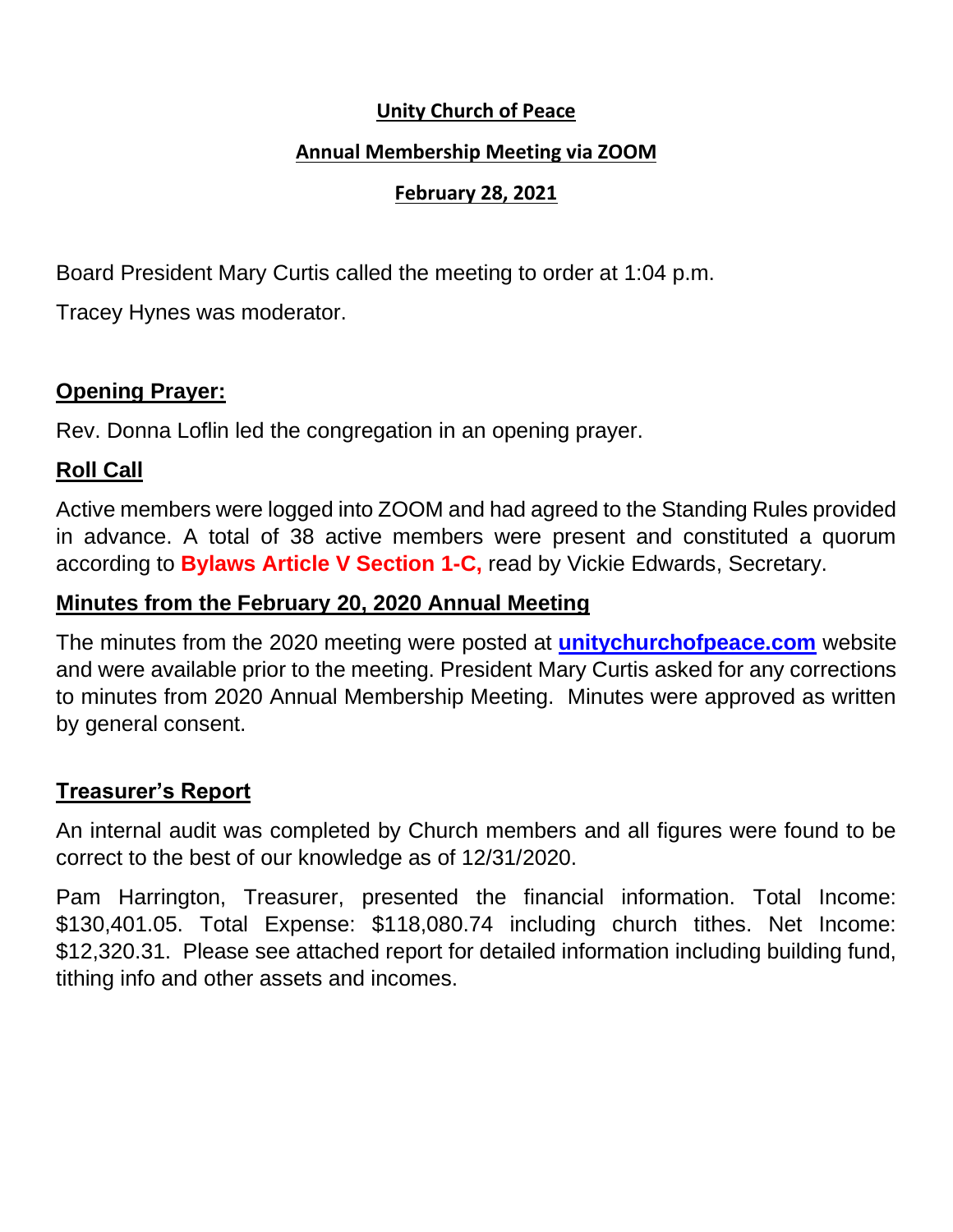# Unity Church of Peace

## Annual Membership Meeting via ZOOM

### February 28, 2021

Board President Mary Curtis called the meeting to order at 1:04 p.m.

Tracey Hynes was moderator.

## Opening Prayer:

Rev. Donna Loflin led the congregation in an opening prayer.

## Roll Call

Active members were logged into ZOOM and had agreed to the Standing Rules provided in advance. A total of 38 active members were present and constituted a quorum according to **Bylaws Article V Section 1-C,** read by Vickie Edwards, Secretary.

## Minutes from the February 20, 2020 Annual Meeting

The minutes from the 2020 meeting were posted at **unitychurchofpeace.com** website and were available prior to the meeting. President Mary Curtis asked for any corrections to minutes from 2020 Annual Membership Meeting. Minutes were approved as written by general consent.

## Treasurer's Report

An internal audit was completed by Church members and all figures were found to be correct to the best of our knowledge as of 12/31/2020.

Pam Harrington, Treasurer, presented the financial information. Total Income: $130,401.05. Total Expense: $118,080.74 including church tithes. Net Income: $12,320.31. Please see attached report for detailed information including building fund, tithing info and other assets and incomes.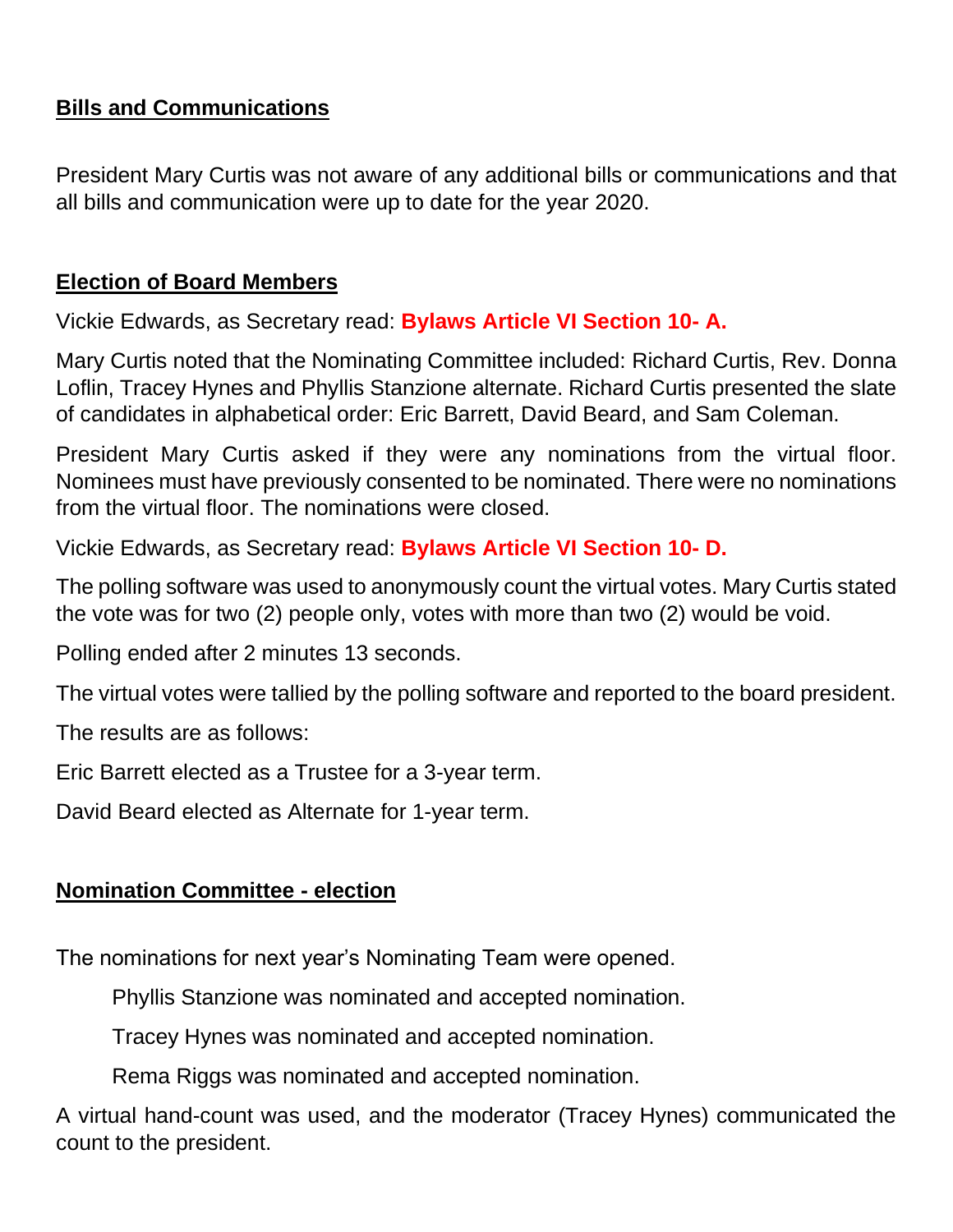## Bills and Communications

President Mary Curtis was not aware of any additional bills or communications and that all bills and communication were up to date for the year 2020.

## Election of Board Members

Vickie Edwards, as Secretary read: **Bylaws Article VI Section 10- A.**

Mary Curtis noted that the Nominating Committee included: Richard Curtis, Rev. Donna Loflin, Tracey Hynes and Phyllis Stanzione alternate. Richard Curtis presented the slate of candidates in alphabetical order: Eric Barrett, David Beard, and Sam Coleman.

President Mary Curtis asked if they were any nominations from the virtual floor. Nominees must have previously consented to be nominated. There were no nominations from the virtual floor. The nominations were closed.

Vickie Edwards, as Secretary read: **Bylaws Article VI Section 10- D.**

The polling software was used to anonymously count the virtual votes. Mary Curtis stated the vote was for two (2) people only, votes with more than two (2) would be void.

Polling ended after 2 minutes 13 seconds.

The virtual votes were tallied by the polling software and reported to the board president.

The results are as follows:

Eric Barrett elected as a Trustee for a 3-year term.

David Beard elected as Alternate for 1-year term.

## Nomination Committee - election

The nominations for next year's Nominating Team were opened.

Phyllis Stanzione was nominated and accepted nomination.

Tracey Hynes was nominated and accepted nomination.

Rema Riggs was nominated and accepted nomination.

A virtual hand-count was used, and the moderator (Tracey Hynes) communicated the count to the president.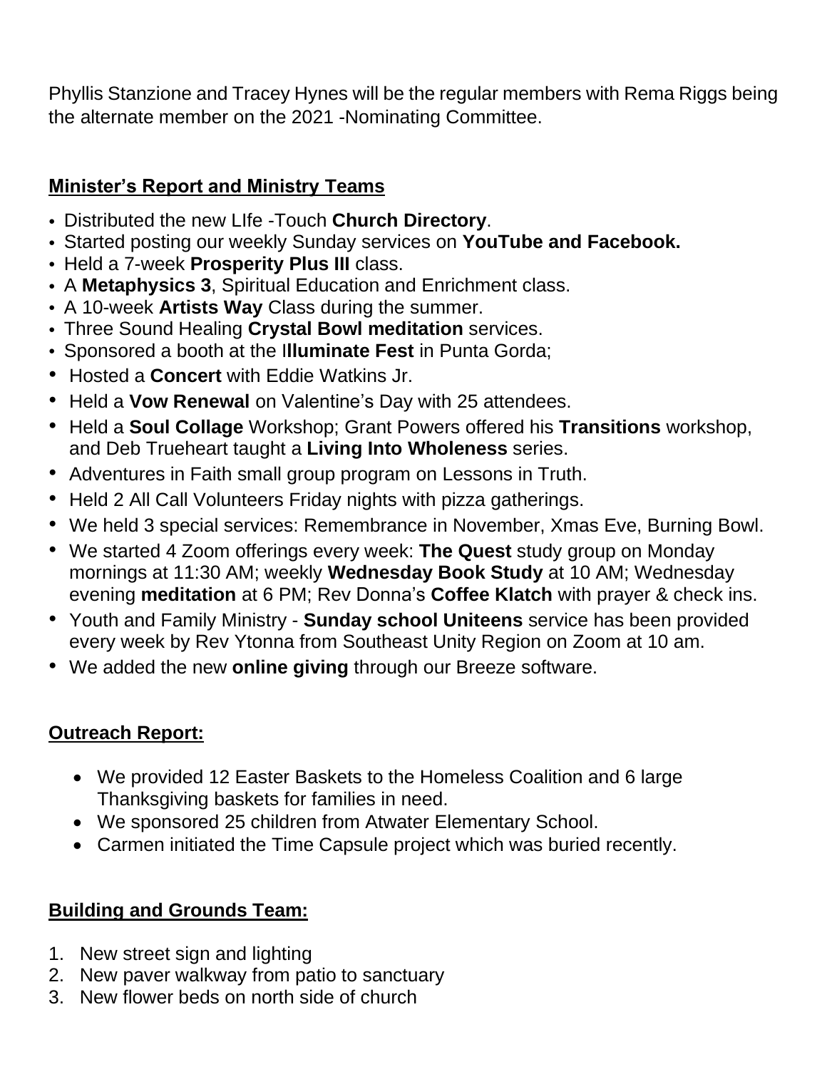Phyllis Stanzione and Tracey Hynes will be the regular members with Rema Riggs being the alternate member on the 2021 -Nominating Committee.

## Minister's Report and Ministry Teams

- Distributed the new LIfe -Touch **Church Directory**.
- Started posting our weekly Sunday services on **YouTube and Facebook.**
- Held a 7-week **Prosperity Plus III** class.
- A **Metaphysics 3**, Spiritual Education and Enrichment class.
- A 10-week **Artists Way** Class during the summer.
- Three Sound Healing **Crystal Bowl meditation** services.
- Sponsored a booth at the I**lluminate Fest** in Punta Gorda;
- Hosted a **Concert** with Eddie Watkins Jr.
- Held a **Vow Renewal** on Valentine's Day with 25 attendees.
- Held a **Soul Collage** Workshop; Grant Powers offered his **Transitions** workshop, and Deb Trueheart taught a **Living Into Wholeness** series.
- Adventures in Faith small group program on Lessons in Truth.
- Held 2 All Call Volunteers Friday nights with pizza gatherings.
- We held 3 special services: Remembrance in November, Xmas Eve, Burning Bowl.
- We started 4 Zoom offerings every week: **The Quest** study group on Monday mornings at 11:30 AM; weekly **Wednesday Book Study** at 10 AM; Wednesday evening **meditation** at 6 PM; Rev Donna's **Coffee Klatch** with prayer & check ins.
- Youth and Family Ministry - **Sunday school Uniteens** service has been provided every week by Rev Ytonna from Southeast Unity Region on Zoom at 10 am.
- We added the new **online giving** through our Breeze software.

## Outreach Report:

- We provided 12 Easter Baskets to the Homeless Coalition and 6 large Thanksgiving baskets for families in need.
- We sponsored 25 children from Atwater Elementary School.
- Carmen initiated the Time Capsule project which was buried recently.

## Building and Grounds Team:

1. New street sign and lighting
2. New paver walkway from patio to sanctuary
3. New flower beds on north side of church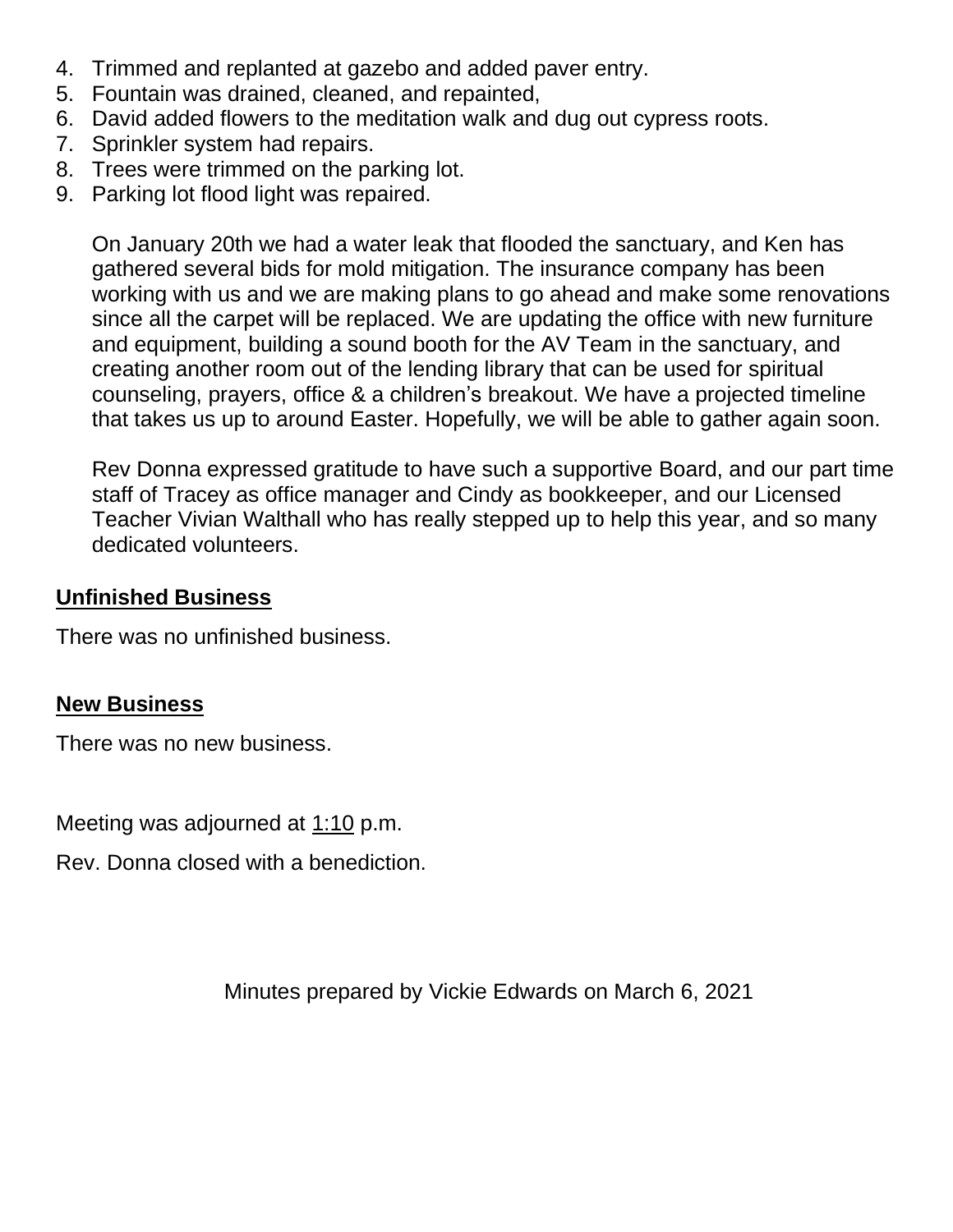4. Trimmed and replanted at gazebo and added paver entry.
5. Fountain was drained, cleaned, and repainted,
6. David added flowers to the meditation walk and dug out cypress roots.
7. Sprinkler system had repairs.
8. Trees were trimmed on the parking lot.
9. Parking lot flood light was repaired.

On January 20th we had a water leak that flooded the sanctuary, and Ken has gathered several bids for mold mitigation. The insurance company has been working with us and we are making plans to go ahead and make some renovations since all the carpet will be replaced. We are updating the office with new furniture and equipment, building a sound booth for the AV Team in the sanctuary, and creating another room out of the lending library that can be used for spiritual counseling, prayers, office & a children's breakout. We have a projected timeline that takes us up to around Easter. Hopefully, we will be able to gather again soon.

Rev Donna expressed gratitude to have such a supportive Board, and our part time staff of Tracey as office manager and Cindy as bookkeeper, and our Licensed Teacher Vivian Walthall who has really stepped up to help this year, and so many dedicated volunteers.

**Unfinished Business**

There was no unfinished business.

**New Business**

There was no new business.

Meeting was adjourned at 1:10 p.m.

Rev. Donna closed with a benediction.

Minutes prepared by Vickie Edwards on March 6, 2021